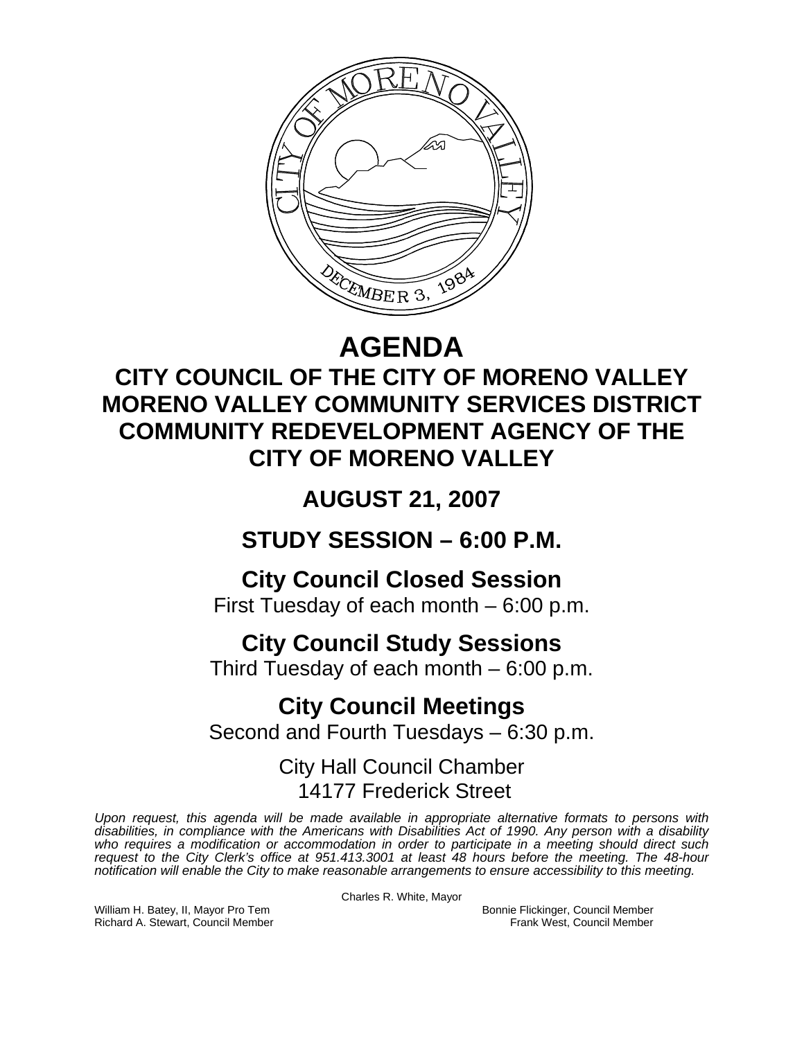# AGENDA

## CITY COUNCIL OF THE CITY OF MORENO VALLEY
## MORENO VALLEY COMMUNITY SERVICES DISTRICT
## COMMUNITY REDEVELOPMENT AGENCY OF THE CITY OF MORENO VALLEY

## AUGUST 21, 2007

## STUDY SESSION – 6:00 P.M.

### City Council Closed Session

First Tuesday of each month – 6:00 p.m.

### City Council Study Sessions

Third Tuesday of each month – 6:00 p.m.

### City Council Meetings

Second and Fourth Tuesdays – 6:30 p.m.

City Hall Council Chamber
14177 Frederick Street

*Upon request, this agenda will be made available in appropriate alternative formats to persons with disabilities, in compliance with the Americans with Disabilities Act of 1990. Any person with a disability who requires a modification or accommodation in order to participate in a meeting should direct such request to the City Clerk's office at 951.413.3001 at least 48 hours before the meeting. The 48-hour notification will enable the City to make reasonable arrangements to ensure accessibility to this meeting.*

Charles R. White, Mayor

William H. Batey, II, Mayor Pro Tem
Richard A. Stewart, Council Member
Bonnie Flickinger, Council Member
Frank West, Council Member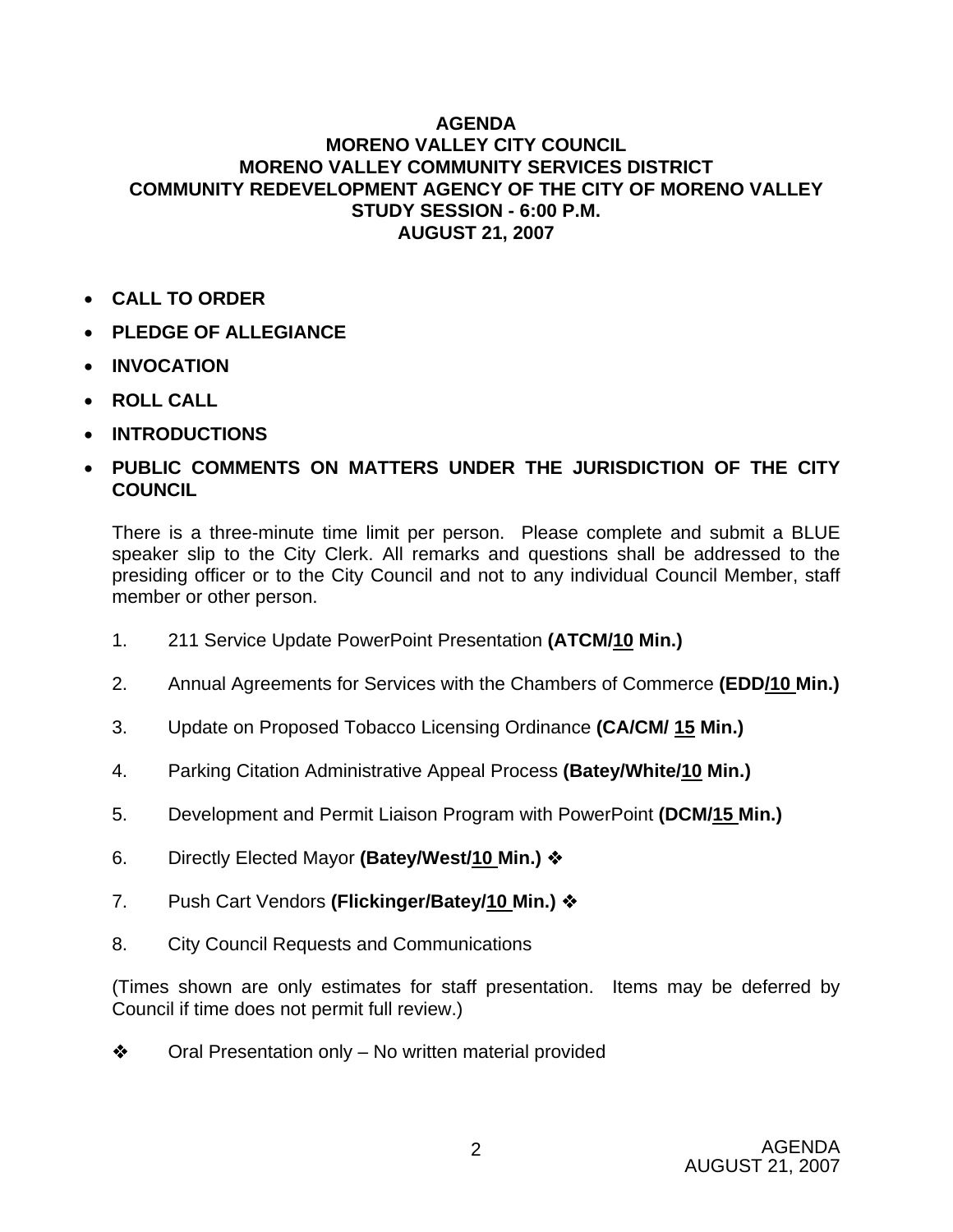**AGENDA**
**MORENO VALLEY CITY COUNCIL**
**MORENO VALLEY COMMUNITY SERVICES DISTRICT**
**COMMUNITY REDEVELOPMENT AGENCY OF THE CITY OF MORENO VALLEY**
**STUDY SESSION - 6:00 P.M.**
**AUGUST 21, 2007**

- **CALL TO ORDER**
- **PLEDGE OF ALLEGIANCE**
- **INVOCATION**
- **ROLL CALL**
- **INTRODUCTIONS**
- **PUBLIC COMMENTS ON MATTERS UNDER THE JURISDICTION OF THE CITY COUNCIL**

There is a three-minute time limit per person. Please complete and submit a BLUE speaker slip to the City Clerk. All remarks and questions shall be addressed to the presiding officer or to the City Council and not to any individual Council Member, staff member or other person.

1. 211 Service Update PowerPoint Presentation **(ATCM/10 Min.)**
2. Annual Agreements for Services with the Chambers of Commerce **(EDD/10 Min.)**
3. Update on Proposed Tobacco Licensing Ordinance **(CA/CM/ 15 Min.)**
4. Parking Citation Administrative Appeal Process **(Batey/White/10 Min.)**
5. Development and Permit Liaison Program with PowerPoint **(DCM/15 Min.)**
6. Directly Elected Mayor **(Batey/West/10 Min.)** ❖
7. Push Cart Vendors **(Flickinger/Batey/10 Min.)** ❖
8. City Council Requests and Communications

(Times shown are only estimates for staff presentation. Items may be deferred by Council if time does not permit full review.)

❖ Oral Presentation only – No written material provided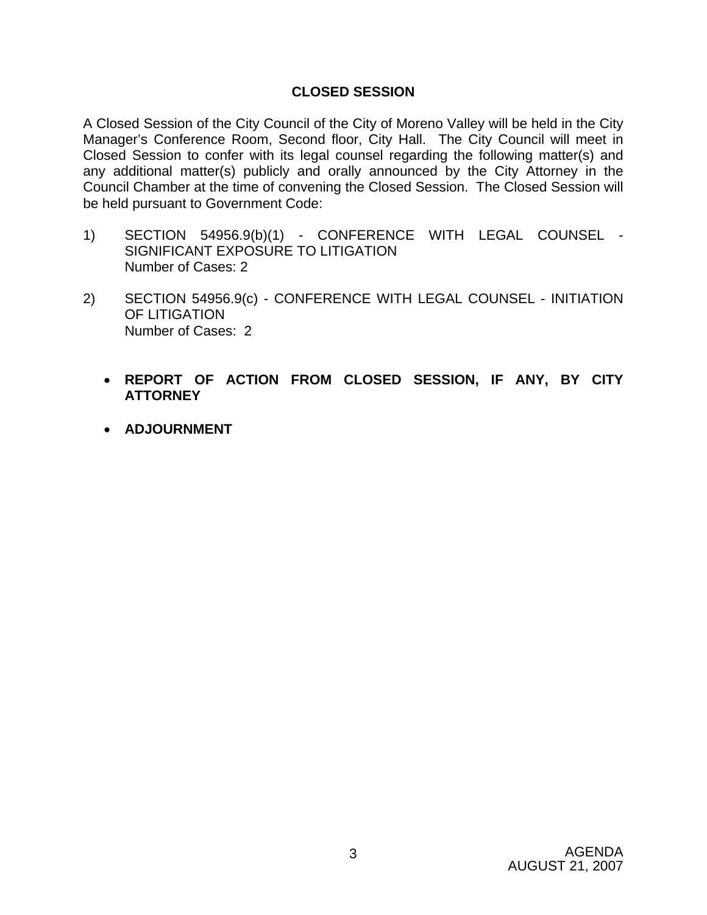## CLOSED SESSION

A Closed Session of the City Council of the City of Moreno Valley will be held in the City Manager's Conference Room, Second floor, City Hall. The City Council will meet in Closed Session to confer with its legal counsel regarding the following matter(s) and any additional matter(s) publicly and orally announced by the City Attorney in the Council Chamber at the time of convening the Closed Session. The Closed Session will be held pursuant to Government Code:

1) SECTION 54956.9(b)(1) - CONFERENCE WITH LEGAL COUNSEL - SIGNIFICANT EXPOSURE TO LITIGATION
   Number of Cases: 2

2) SECTION 54956.9(c) - CONFERENCE WITH LEGAL COUNSEL - INITIATION OF LITIGATION
   Number of Cases: 2

- **REPORT OF ACTION FROM CLOSED SESSION, IF ANY, BY CITY ATTORNEY**

- **ADJOURNMENT**